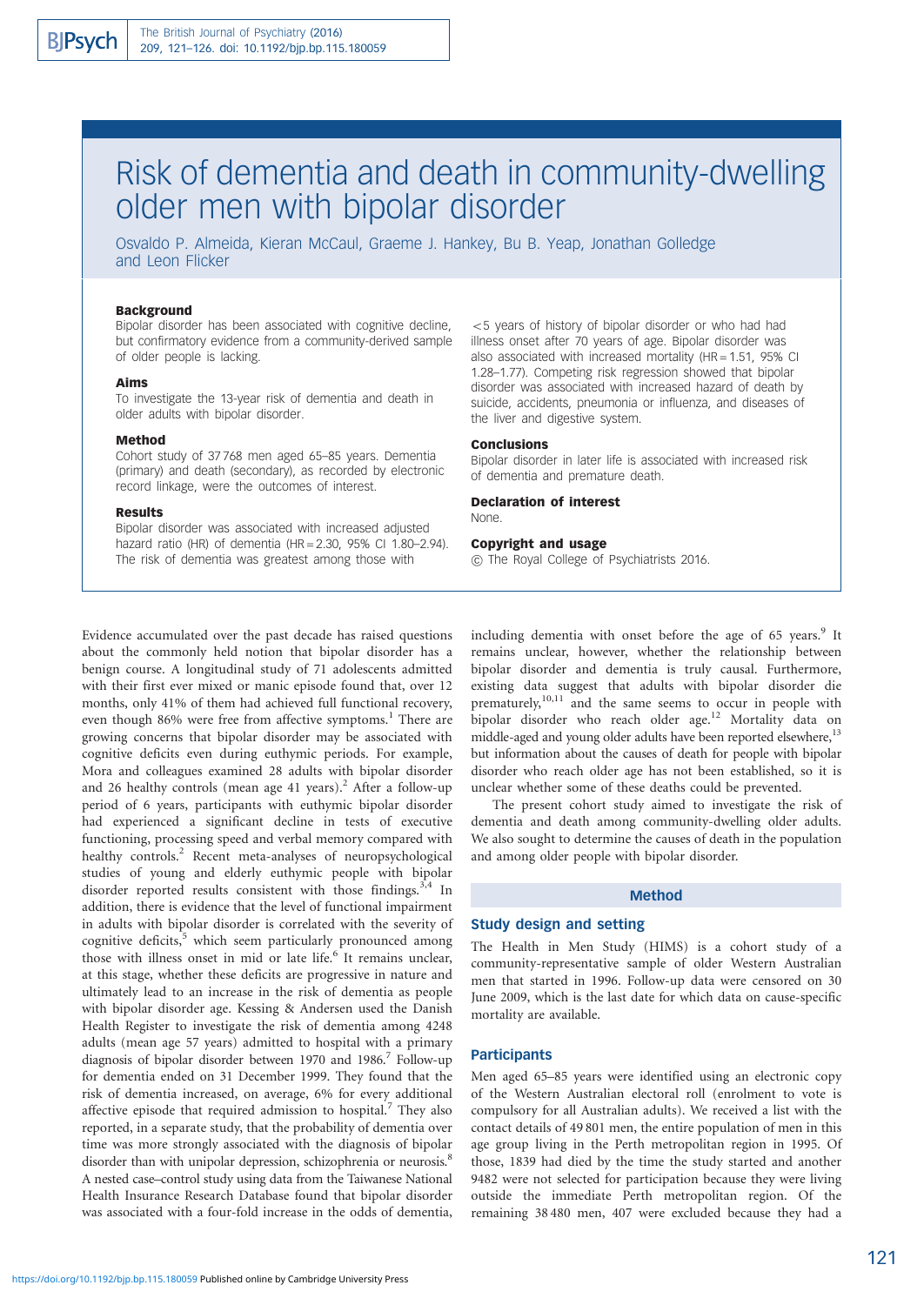# Risk of dementia and death in community-dwelling older men with bipolar disorder

Osvaldo P. Almeida, Kieran McCaul, Graeme J. Hankey, Bu B. Yeap, Jonathan Golledge and Leon Flicker

### Background

Bipolar disorder has been associated with cognitive decline, but confirmatory evidence from a community-derived sample of older people is lacking.

### Aims

To investigate the 13-year risk of dementia and death in older adults with bipolar disorder.

### Method

Cohort study of 37 768 men aged 65–85 years. Dementia (primary) and death (secondary), as recorded by electronic record linkage, were the outcomes of interest.

### Results

Bipolar disorder was associated with increased adjusted hazard ratio (HR) of dementia (HR = 2.30, 95% CI 1.80–2.94). The risk of dementia was greatest among those with <5 years of history of bipolar disorder or who had had illness onset after 70 years of age. Bipolar disorder was also associated with increased mortality (HR = 1.51, 95% CI 1.28–1.77). Competing risk regression showed that bipolar disorder was associated with increased hazard of death by suicide, accidents, pneumonia or influenza, and diseases of the liver and digestive system.

### Conclusions

Bipolar disorder in later life is associated with increased risk of dementia and premature death.

### Declaration of interest

None.

### Copyright and usage

© The Royal College of Psychiatrists 2016.

Evidence accumulated over the past decade has raised questions about the commonly held notion that bipolar disorder has a benign course. A longitudinal study of 71 adolescents admitted with their first ever mixed or manic episode found that, over 12 months, only 41% of them had achieved full functional recovery, even though 86% were free from affective symptoms.[1] There are growing concerns that bipolar disorder may be associated with cognitive deficits even during euthymic periods. For example, Mora and colleagues examined 28 adults with bipolar disorder and 26 healthy controls (mean age 41 years).[2] After a follow-up period of 6 years, participants with euthymic bipolar disorder had experienced a significant decline in tests of executive functioning, processing speed and verbal memory compared with healthy controls.[2] Recent meta-analyses of neuropsychological studies of young and elderly euthymic people with bipolar disorder reported results consistent with those findings.[3,4] In addition, there is evidence that the level of functional impairment in adults with bipolar disorder is correlated with the severity of cognitive deficits,[5] which seem particularly pronounced among those with illness onset in mid or late life.[6] It remains unclear, at this stage, whether these deficits are progressive in nature and ultimately lead to an increase in the risk of dementia as people with bipolar disorder age. Kessing & Andersen used the Danish Health Register to investigate the risk of dementia among 4248 adults (mean age 57 years) admitted to hospital with a primary diagnosis of bipolar disorder between 1970 and 1986.[7] Follow-up for dementia ended on 31 December 1999. They found that the risk of dementia increased, on average, 6% for every additional affective episode that required admission to hospital.[7] They also reported, in a separate study, that the probability of dementia over time was more strongly associated with the diagnosis of bipolar disorder than with unipolar depression, schizophrenia or neurosis.[8] A nested case–control study using data from the Taiwanese National Health Insurance Research Database found that bipolar disorder was associated with a four-fold increase in the odds of dementia, including dementia with onset before the age of 65 years.[9] It remains unclear, however, whether the relationship between bipolar disorder and dementia is truly causal. Furthermore, existing data suggest that adults with bipolar disorder die prematurely,[10,11] and the same seems to occur in people with bipolar disorder who reach older age.[12] Mortality data on middle-aged and young older adults have been reported elsewhere,[13] but information about the causes of death for people with bipolar disorder who reach older age has not been established, so it is unclear whether some of these deaths could be prevented.

The present cohort study aimed to investigate the risk of dementia and death among community-dwelling older adults. We also sought to determine the causes of death in the population and among older people with bipolar disorder.

## Method

### Study design and setting

The Health in Men Study (HIMS) is a cohort study of a community-representative sample of older Western Australian men that started in 1996. Follow-up data were censored on 30 June 2009, which is the last date for which data on cause-specific mortality are available.

### Participants

Men aged 65–85 years were identified using an electronic copy of the Western Australian electoral roll (enrolment to vote is compulsory for all Australian adults). We received a list with the contact details of 49 801 men, the entire population of men in this age group living in the Perth metropolitan region in 1995. Of those, 1839 had died by the time the study started and another 9482 were not selected for participation because they were living outside the immediate Perth metropolitan region. Of the remaining 38 480 men, 407 were excluded because they had a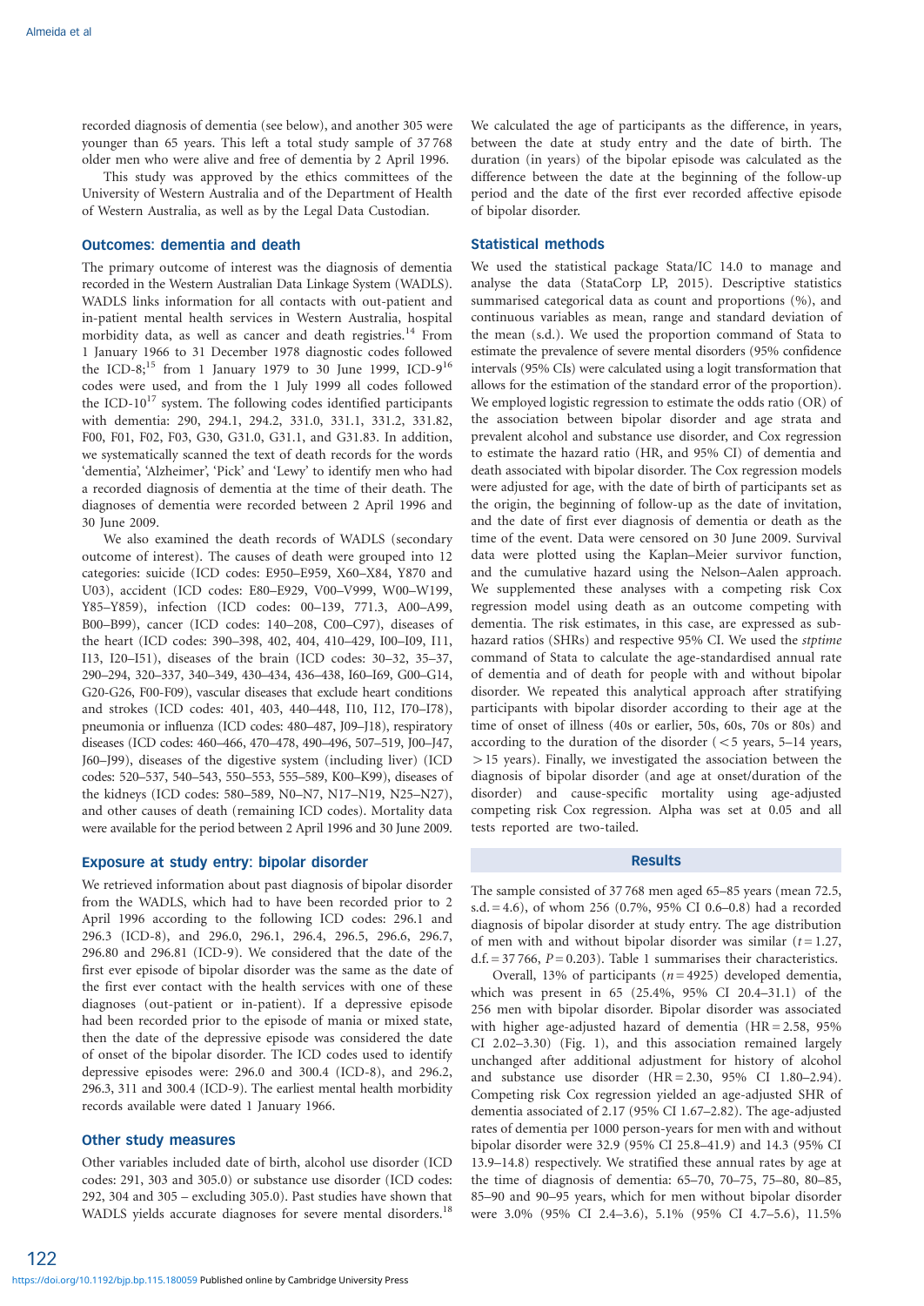recorded diagnosis of dementia (see below), and another 305 were younger than 65 years. This left a total study sample of 37 768 older men who were alive and free of dementia by 2 April 1996.

This study was approved by the ethics committees of the University of Western Australia and of the Department of Health of Western Australia, as well as by the Legal Data Custodian.

### Outcomes: dementia and death

The primary outcome of interest was the diagnosis of dementia recorded in the Western Australian Data Linkage System (WADLS). WADLS links information for all contacts with out-patient and in-patient mental health services in Western Australia, hospital morbidity data, as well as cancer and death registries.[14] From 1 January 1966 to 31 December 1978 diagnostic codes followed the ICD-8;[15] from 1 January 1979 to 30 June 1999, ICD-9[16] codes were used, and from the 1 July 1999 all codes followed the ICD-10[17] system. The following codes identified participants with dementia: 290, 294.1, 294.2, 331.0, 331.1, 331.2, 331.82, F00, F01, F02, F03, G30, G31.0, G31.1, and G31.83. In addition, we systematically scanned the text of death records for the words 'dementia', 'Alzheimer', 'Pick' and 'Lewy' to identify men who had a recorded diagnosis of dementia at the time of their death. The diagnoses of dementia were recorded between 2 April 1996 and 30 June 2009.

We also examined the death records of WADLS (secondary outcome of interest). The causes of death were grouped into 12 categories: suicide (ICD codes: E950–E959, X60–X84, Y870 and U03), accident (ICD codes: E80–E929, V00–V999, W00–W199, Y85–Y859), infection (ICD codes: 00–139, 771.3, A00–A99, B00–B99), cancer (ICD codes: 140–208, C00–C97), diseases of the heart (ICD codes: 390–398, 402, 404, 410–429, I00–I09, I11, I13, I20–I51), diseases of the brain (ICD codes: 30–32, 35–37, 290–294, 320–337, 340–349, 430–434, 436–438, I60–I69, G00–G14, G20-G26, F00-F09), vascular diseases that exclude heart conditions and strokes (ICD codes: 401, 403, 440–448, I10, I12, I70–I78), pneumonia or influenza (ICD codes: 480–487, J09–J18), respiratory diseases (ICD codes: 460–466, 470–478, 490–496, 507–519, J00–J47, J60–J99), diseases of the digestive system (including liver) (ICD codes: 520–537, 540–543, 550–553, 555–589, K00–K99), diseases of the kidneys (ICD codes: 580–589, N0–N7, N17–N19, N25–N27), and other causes of death (remaining ICD codes). Mortality data were available for the period between 2 April 1996 and 30 June 2009.

### Exposure at study entry: bipolar disorder

We retrieved information about past diagnosis of bipolar disorder from the WADLS, which had to have been recorded prior to 2 April 1996 according to the following ICD codes: 296.1 and 296.3 (ICD-8), and 296.0, 296.1, 296.4, 296.5, 296.6, 296.7, 296.80 and 296.81 (ICD-9). We considered that the date of the first ever episode of bipolar disorder was the same as the date of the first ever contact with the health services with one of these diagnoses (out-patient or in-patient). If a depressive episode had been recorded prior to the episode of mania or mixed state, then the date of the depressive episode was considered the date of onset of the bipolar disorder. The ICD codes used to identify depressive episodes were: 296.0 and 300.4 (ICD-8), and 296.2, 296.3, 311 and 300.4 (ICD-9). The earliest mental health morbidity records available were dated 1 January 1966.

### Other study measures

Other variables included date of birth, alcohol use disorder (ICD codes: 291, 303 and 305.0) or substance use disorder (ICD codes: 292, 304 and 305 – excluding 305.0). Past studies have shown that WADLS yields accurate diagnoses for severe mental disorders.[18]

We calculated the age of participants as the difference, in years, between the date at study entry and the date of birth. The duration (in years) of the bipolar episode was calculated as the difference between the date at the beginning of the follow-up period and the date of the first ever recorded affective episode of bipolar disorder.

### Statistical methods

We used the statistical package Stata/IC 14.0 to manage and analyse the data (StataCorp LP, 2015). Descriptive statistics summarised categorical data as count and proportions (%), and continuous variables as mean, range and standard deviation of the mean (s.d.). We used the proportion command of Stata to estimate the prevalence of severe mental disorders (95% confidence intervals (95% CIs) were calculated using a logit transformation that allows for the estimation of the standard error of the proportion). We employed logistic regression to estimate the odds ratio (OR) of the association between bipolar disorder and age strata and prevalent alcohol and substance use disorder, and Cox regression to estimate the hazard ratio (HR, and 95% CI) of dementia and death associated with bipolar disorder. The Cox regression models were adjusted for age, with the date of birth of participants set as the origin, the beginning of follow-up as the date of invitation, and the date of first ever diagnosis of dementia or death as the time of the event. Data were censored on 30 June 2009. Survival data were plotted using the Kaplan–Meier survivor function, and the cumulative hazard using the Nelson–Aalen approach. We supplemented these analyses with a competing risk Cox regression model using death as an outcome competing with dementia. The risk estimates, in this case, are expressed as sub-hazard ratios (SHRs) and respective 95% CI. We used the *stptime* command of Stata to calculate the age-standardised annual rate of dementia and of death for people with and without bipolar disorder. We repeated this analytical approach after stratifying participants with bipolar disorder according to their age at the time of onset of illness (40s or earlier, 50s, 60s, 70s or 80s) and according to the duration of the disorder (<5 years, 5–14 years, >15 years). Finally, we investigated the association between the diagnosis of bipolar disorder (and age at onset/duration of the disorder) and cause-specific mortality using age-adjusted competing risk Cox regression. Alpha was set at 0.05 and all tests reported are two-tailed.

## Results

The sample consisted of 37 768 men aged 65–85 years (mean 72.5, s.d. = 4.6), of whom 256 (0.7%, 95% CI 0.6–0.8) had a recorded diagnosis of bipolar disorder at study entry. The age distribution of men with and without bipolar disorder was similar ($t = 1.27$, d.f. = 37 766, $P = 0.203$). Table 1 summarises their characteristics.

Overall, 13% of participants ($n = 4925$) developed dementia, which was present in 65 (25.4%, 95% CI 20.4–31.1) of the 256 men with bipolar disorder. Bipolar disorder was associated with higher age-adjusted hazard of dementia (HR = 2.58, 95% CI 2.02–3.30) (Fig. 1), and this association remained largely unchanged after additional adjustment for history of alcohol and substance use disorder (HR = 2.30, 95% CI 1.80–2.94). Competing risk Cox regression yielded an age-adjusted SHR of dementia associated of 2.17 (95% CI 1.67–2.82). The age-adjusted rates of dementia per 1000 person-years for men with and without bipolar disorder were 32.9 (95% CI 25.8–41.9) and 14.3 (95% CI 13.9–14.8) respectively. We stratified these annual rates by age at the time of diagnosis of dementia: 65–70, 70–75, 75–80, 80–85, 85–90 and 90–95 years, which for men without bipolar disorder were 3.0% (95% CI 2.4–3.6), 5.1% (95% CI 4.7–5.6), 11.5%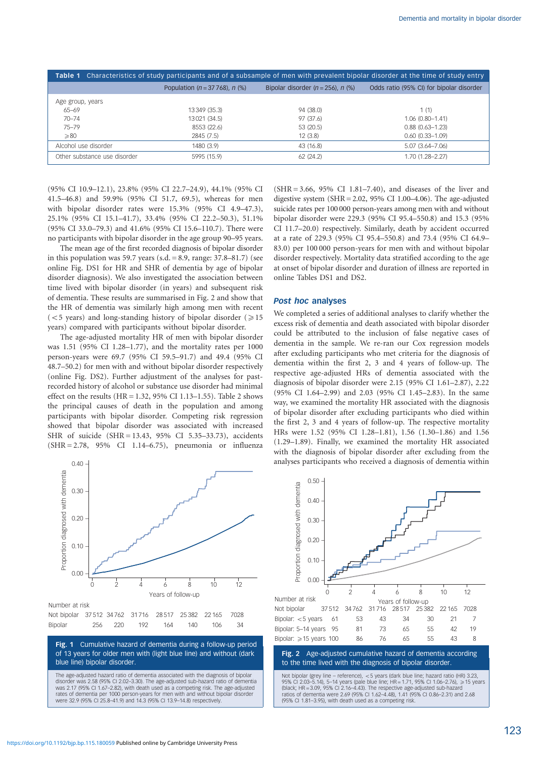**Table 1** Characteristics of study participants and of a subsample of men with prevalent bipolar disorder at the time of study entry

| | Population ($n$ = 37 768), $n$ (%) | Bipolar disorder ($n$ = 256), $n$ (%) | Odds ratio (95% CI) for bipolar disorder |
|---|---|---|---|
| Age group, years | | | |
| 65–69 | 13 349 (35.3) | 94 (38.0) | 1 (1) |
| 70–74 | 13 021 (34.5) | 97 (37.6) | 1.06 (0.80–1.41) |
| 75–79 | 8553 (22.6) | 53 (20.5) | 0.88 (0.63–1.23) |
| ⩾80 | 2845 (7.5) | 12 (3.8) | 0.60 (0.33–1.09) |
| Alcohol use disorder | 1480 (3.9) | 43 (16.8) | 5.07 (3.64–7.06) |
| Other substance use disorder | 5995 (15.9) | 62 (24.2) | 1.70 (1.28–2.27) |

(95% CI 10.9–12.1), 23.8% (95% CI 22.7–24.9), 44.1% (95% CI 41.5–46.8) and 59.9% (95% CI 51.7, 69.5), whereas for men with bipolar disorder rates were 15.3% (95% CI 4.9–47.3), 25.1% (95% CI 15.1–41.7), 33.4% (95% CI 22.2–50.3), 51.1% (95% CI 33.0–79.3) and 41.6% (95% CI 15.6–110.7). There were no participants with bipolar disorder in the age group 90–95 years.

The mean age of the first recorded diagnosis of bipolar disorder in this population was 59.7 years (s.d. = 8.9, range: 37.8–81.7) (see online Fig. DS1 for HR and SHR of dementia by age of bipolar disorder diagnosis). We also investigated the association between time lived with bipolar disorder (in years) and subsequent risk of dementia. These results are summarised in Fig. 2 and show that the HR of dementia was similarly high among men with recent (<5 years) and long-standing history of bipolar disorder (⩾15 years) compared with participants without bipolar disorder.

The age-adjusted mortality HR of men with bipolar disorder was 1.51 (95% CI 1.28–1.77), and the mortality rates per 1000 person-years were 69.7 (95% CI 59.5–91.7) and 49.4 (95% CI 48.7–50.2) for men with and without bipolar disorder respectively (online Fig. DS2). Further adjustment of the analyses for past-recorded history of alcohol or substance use disorder had minimal effect on the results (HR = 1.32, 95% CI 1.13–1.55). Table 2 shows the principal causes of death in the population and among participants with bipolar disorder. Competing risk regression showed that bipolar disorder was associated with increased SHR of suicide (SHR = 13.43, 95% CI 5.35–33.73), accidents (SHR = 2.78, 95% CI 1.14–6.75), pneumonia or influenza (SHR = 3.66, 95% CI 1.81–7.40), and diseases of the liver and digestive system (SHR = 2.02, 95% CI 1.00–4.06). The age-adjusted suicide rates per 100 000 person-years among men with and without bipolar disorder were 229.3 (95% CI 95.4–550.8) and 15.3 (95% CI 11.7–20.0) respectively. Similarly, death by accident occurred at a rate of 229.3 (95% CI 95.4–550.8) and 73.4 (95% CI 64.9–83.0) per 100 000 person-years for men with and without bipolar disorder respectively. Mortality data stratified according to the age at onset of bipolar disorder and duration of illness are reported in online Tables DS1 and DS2.

## *Post hoc* analyses

We completed a series of additional analyses to clarify whether the excess risk of dementia and death associated with bipolar disorder could be attributed to the inclusion of false negative cases of dementia in the sample. We re-ran our Cox regression models after excluding participants who met criteria for the diagnosis of dementia within the first 2, 3 and 4 years of follow-up. The respective age-adjusted HRs of dementia associated with the diagnosis of bipolar disorder were 2.15 (95% CI 1.61–2.87), 2.22 (95% CI 1.64–2.99) and 2.03 (95% CI 1.45–2.83). In the same way, we examined the mortality HR associated with the diagnosis of bipolar disorder after excluding participants who died within the first 2, 3 and 4 years of follow-up. The respective mortality HRs were 1.52 (95% CI 1.28–1.81), 1.56 (1.30–1.86) and 1.56 (1.29–1.89). Finally, we examined the mortality HR associated with the diagnosis of bipolar disorder after excluding from the analyses participants who received a diagnosis of dementia within

Number at risk

| | 0 | 2 | 4 | 6 | 8 | 10 | 12 |
|---|---|---|---|---|---|---|---|
| Not bipolar | 37 512 | 34 762 | 31 716 | 28 517 | 25 382 | 22 165 | 7028 |
| Bipolar | 256 | 220 | 192 | 164 | 140 | 106 | 34 |

**Fig. 1** Cumulative hazard of dementia during a follow-up period of 13 years for older men with (light blue line) and without (dark blue line) bipolar disorder.

The age-adjusted hazard ratio of dementia associated with the diagnosis of bipolar disorder was 2.58 (95% CI 2.02–3.30). The age-adjusted sub-hazard ratio of dementia was 2.17 (95% CI 1.67–2.82), with death used as a competing risk. The age-adjusted rates of dementia per 1000 person-years for men with and without bipolar disorder were 32.9 (95% CI 25.8–41.9) and 14.3 (95% CI 13.9–14.8) respectively.

Number at risk

| | 0 | 2 | 4 | 6 | 8 | 10 | 12 |
|---|---|---|---|---|---|---|---|
| Not bipolar | 37 512 | 34 762 | 31 716 | 28 517 | 25 382 | 22 165 | 7028 |
| Bipolar: <5 years | 61 | 53 | 43 | 34 | 30 | 21 | 7 |
| Bipolar: 5–14 years | 95 | 81 | 73 | 65 | 55 | 42 | 19 |
| Bipolar: ⩾15 years | 100 | 86 | 76 | 65 | 55 | 43 | 8 |

**Fig. 2** Age-adjusted cumulative hazard of dementia according to the time lived with the diagnosis of bipolar disorder.

Not bipolar (grey line – reference), <5 years (dark blue line; hazard ratio (HR) 3.23, 95% CI 2.03–5.14), 5–14 years (pale blue line; HR = 1.71, 95% CI 1.06–2.76), ⩾15 years (black; HR = 3.09, 95% CI 2.16–4.43). The respective age-adjusted sub-hazard ratios of dementia were 2.69 (95% CI 1.62–4.48), 1.41 (95% CI 0.86–2.31) and 2.68 (95% CI 1.81–3.95), with death used as a competing risk.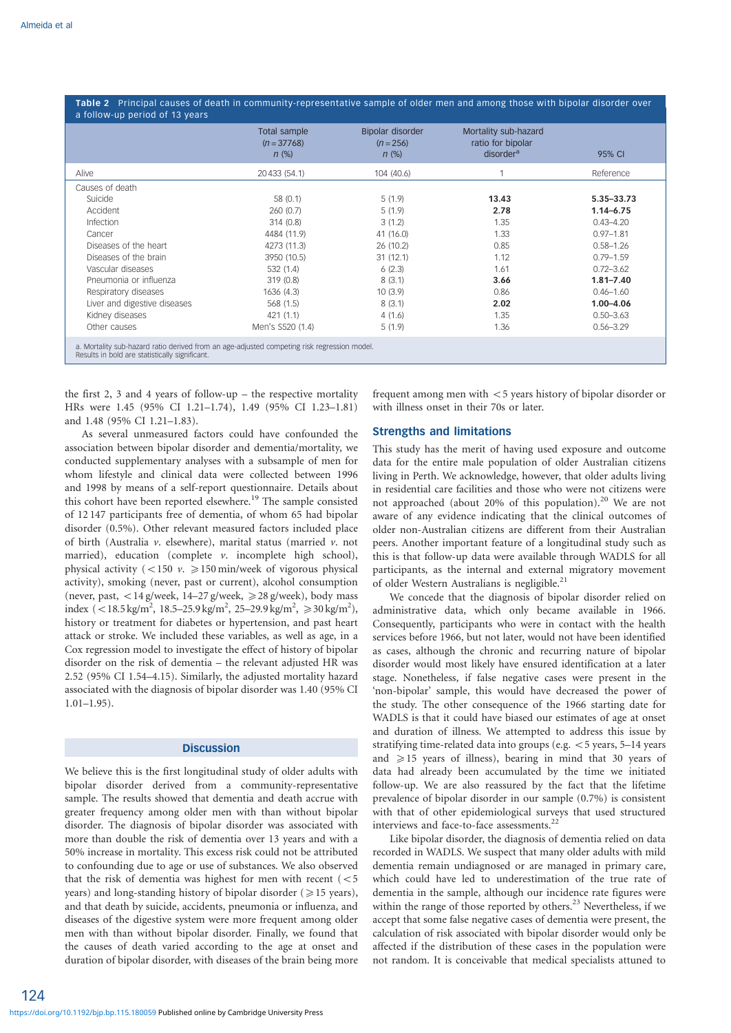**Table 2** Principal causes of death in community-representative sample of older men and among those with bipolar disorder over a follow-up period of 13 years

| | Total sample ($n = 37768$) n (%) | Bipolar disorder ($n = 256$) n (%) | Mortality sub-hazard ratio for bipolar disorder[a] | 95% CI |
|---|---|---|---|---|
| Alive | 20 433 (54.1) | 104 (40.6) | 1 | Reference |
| Causes of death | | | | |
| Suicide | 58 (0.1) | 5 (1.9) | **13.43** | **5.35–33.73** |
| Accident | 260 (0.7) | 5 (1.9) | **2.78** | **1.14–6.75** |
| Infection | 314 (0.8) | 3 (1.2) | 1.35 | 0.43–4.20 |
| Cancer | 4484 (11.9) | 41 (16.0) | 1.33 | 0.97–1.81 |
| Diseases of the heart | 4273 (11.3) | 26 (10.2) | 0.85 | 0.58–1.26 |
| Diseases of the brain | 3950 (10.5) | 31 (12.1) | 1.12 | 0.79–1.59 |
| Vascular diseases | 532 (1.4) | 6 (2.3) | 1.61 | 0.72–3.62 |
| Pneumonia or influenza | 319 (0.8) | 8 (3.1) | **3.66** | **1.81–7.40** |
| Respiratory diseases | 1636 (4.3) | 10 (3.9) | 0.86 | 0.46–1.60 |
| Liver and digestive diseases | 568 (1.5) | 8 (3.1) | **2.02** | **1.00–4.06** |
| Kidney diseases | 421 (1.1) | 4 (1.6) | 1.35 | 0.50–3.63 |
| Other causes | Men's S520 (1.4) | 5 (1.9) | 1.36 | 0.56–3.29 |

a. Mortality sub-hazard ratio derived from an age-adjusted competing risk regression model. Results in bold are statistically significant.

the first 2, 3 and 4 years of follow-up – the respective mortality HRs were 1.45 (95% CI 1.21–1.74), 1.49 (95% CI 1.23–1.81) and 1.48 (95% CI 1.21–1.83).

As several unmeasured factors could have confounded the association between bipolar disorder and dementia/mortality, we conducted supplementary analyses with a subsample of men for whom lifestyle and clinical data were collected between 1996 and 1998 by means of a self-report questionnaire. Details about this cohort have been reported elsewhere.[19] The sample consisted of 12 147 participants free of dementia, of whom 65 had bipolar disorder (0.5%). Other relevant measured factors included place of birth (Australia *v.* elsewhere), marital status (married *v.* not married), education (complete *v.* incomplete high school), physical activity ($<150$ *v.* $\geqslant 150$ min/week of vigorous physical activity), smoking (never, past or current), alcohol consumption (never, past, $<14$ g/week, 14–27 g/week, $\geqslant 28$ g/week), body mass index ($<18.5\,kg/m^2$, $18.5$–$25.9\,kg/m^2$, $25$–$29.9\,kg/m^2$, $\geqslant 30\,kg/m^2$), history or treatment for diabetes or hypertension, and past heart attack or stroke. We included these variables, as well as age, in a Cox regression model to investigate the effect of history of bipolar disorder on the risk of dementia – the relevant adjusted HR was 2.52 (95% CI 1.54–4.15). Similarly, the adjusted mortality hazard associated with the diagnosis of bipolar disorder was 1.40 (95% CI 1.01–1.95).

## Discussion

We believe this is the first longitudinal study of older adults with bipolar disorder derived from a community-representative sample. The results showed that dementia and death accrue with greater frequency among older men with than without bipolar disorder. The diagnosis of bipolar disorder was associated with more than double the risk of dementia over 13 years and with a 50% increase in mortality. This excess risk could not be attributed to confounding due to age or use of substances. We also observed that the risk of dementia was highest for men with recent ($<5$ years) and long-standing history of bipolar disorder ($\geqslant 15$ years), and that death by suicide, accidents, pneumonia or influenza, and diseases of the digestive system were more frequent among older men with than without bipolar disorder. Finally, we found that the causes of death varied according to the age at onset and duration of bipolar disorder, with diseases of the brain being more frequent among men with $<5$ years history of bipolar disorder or with illness onset in their 70s or later.

### Strengths and limitations

This study has the merit of having used exposure and outcome data for the entire male population of older Australian citizens living in Perth. We acknowledge, however, that older adults living in residential care facilities and those who were not citizens were not approached (about 20% of this population).[20] We are not aware of any evidence indicating that the clinical outcomes of older non-Australian citizens are different from their Australian peers. Another important feature of a longitudinal study such as this is that follow-up data were available through WADLS for all participants, as the internal and external migratory movement of older Western Australians is negligible.[21]

We concede that the diagnosis of bipolar disorder relied on administrative data, which only became available in 1966. Consequently, participants who were in contact with the health services before 1966, but not later, would not have been identified as cases, although the chronic and recurring nature of bipolar disorder would most likely have ensured identification at a later stage. Nonetheless, if false negative cases were present in the 'non-bipolar' sample, this would have decreased the power of the study. The other consequence of the 1966 starting date for WADLS is that it could have biased our estimates of age at onset and duration of illness. We attempted to address this issue by stratifying time-related data into groups (e.g. $<5$ years, 5–14 years and $\geqslant 15$ years of illness), bearing in mind that 30 years of data had already been accumulated by the time we initiated follow-up. We are also reassured by the fact that the lifetime prevalence of bipolar disorder in our sample (0.7%) is consistent with that of other epidemiological surveys that used structured interviews and face-to-face assessments.[22]

Like bipolar disorder, the diagnosis of dementia relied on data recorded in WADLS. We suspect that many older adults with mild dementia remain undiagnosed or are managed in primary care, which could have led to underestimation of the true rate of dementia in the sample, although our incidence rate figures were within the range of those reported by others.[23] Nevertheless, if we accept that some false negative cases of dementia were present, the calculation of risk associated with bipolar disorder would only be affected if the distribution of these cases in the population were not random. It is conceivable that medical specialists attuned to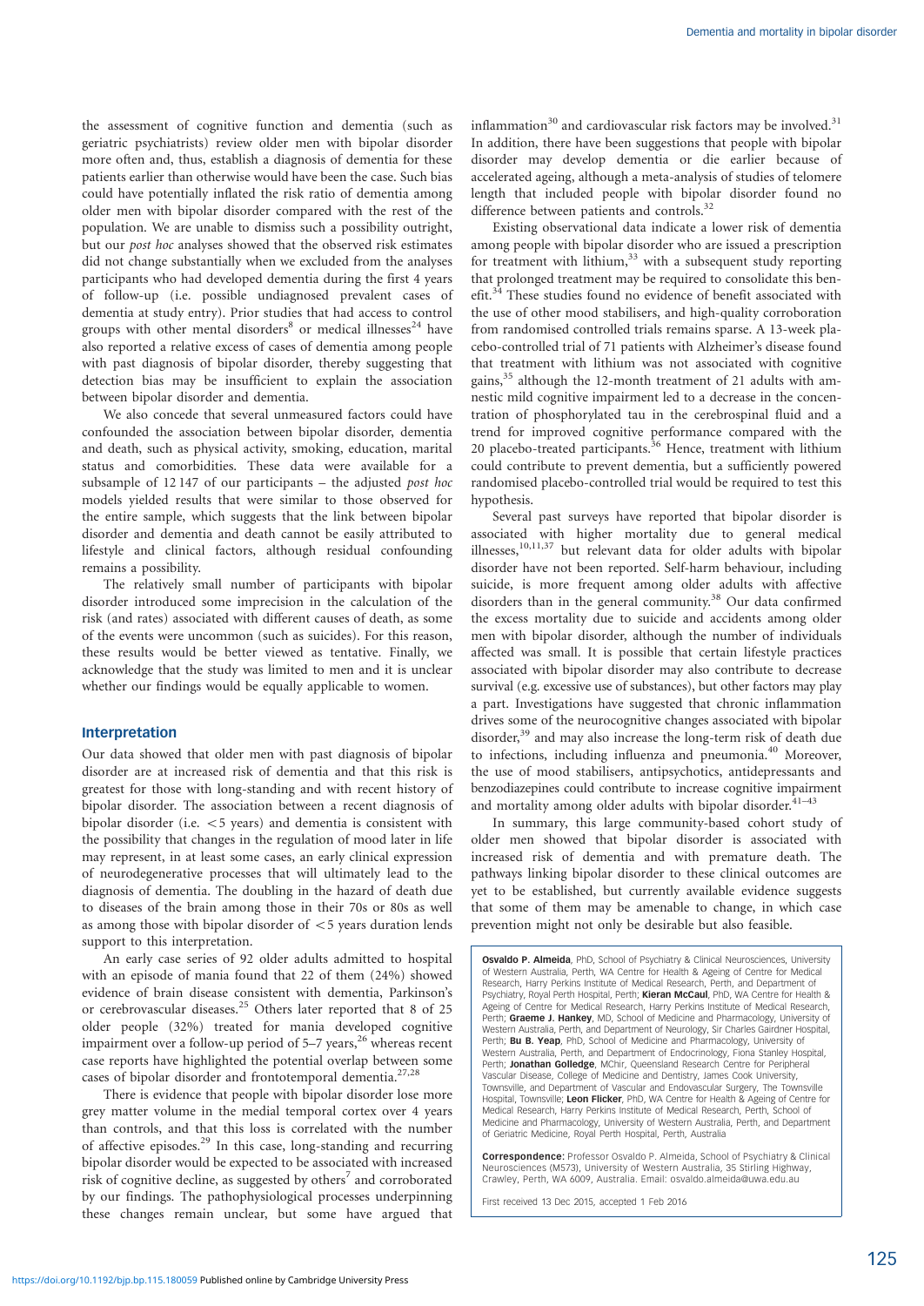the assessment of cognitive function and dementia (such as geriatric psychiatrists) review older men with bipolar disorder more often and, thus, establish a diagnosis of dementia for these patients earlier than otherwise would have been the case. Such bias could have potentially inflated the risk ratio of dementia among older men with bipolar disorder compared with the rest of the population. We are unable to dismiss such a possibility outright, but our *post hoc* analyses showed that the observed risk estimates did not change substantially when we excluded from the analyses participants who had developed dementia during the first 4 years of follow-up (i.e. possible undiagnosed prevalent cases of dementia at study entry). Prior studies that had access to control groups with other mental disorders[8] or medical illnesses[24] have also reported a relative excess of cases of dementia among people with past diagnosis of bipolar disorder, thereby suggesting that detection bias may be insufficient to explain the association between bipolar disorder and dementia.

We also concede that several unmeasured factors could have confounded the association between bipolar disorder, dementia and death, such as physical activity, smoking, education, marital status and comorbidities. These data were available for a subsample of 12 147 of our participants – the adjusted *post hoc* models yielded results that were similar to those observed for the entire sample, which suggests that the link between bipolar disorder and dementia and death cannot be easily attributed to lifestyle and clinical factors, although residual confounding remains a possibility.

The relatively small number of participants with bipolar disorder introduced some imprecision in the calculation of the risk (and rates) associated with different causes of death, as some of the events were uncommon (such as suicides). For this reason, these results would be better viewed as tentative. Finally, we acknowledge that the study was limited to men and it is unclear whether our findings would be equally applicable to women.

## Interpretation

Our data showed that older men with past diagnosis of bipolar disorder are at increased risk of dementia and that this risk is greatest for those with long-standing and with recent history of bipolar disorder. The association between a recent diagnosis of bipolar disorder (i.e. $<5$ years) and dementia is consistent with the possibility that changes in the regulation of mood later in life may represent, in at least some cases, an early clinical expression of neurodegenerative processes that will ultimately lead to the diagnosis of dementia. The doubling in the hazard of death due to diseases of the brain among those in their 70s or 80s as well as among those with bipolar disorder of $<5$ years duration lends support to this interpretation.

An early case series of 92 older adults admitted to hospital with an episode of mania found that 22 of them (24%) showed evidence of brain disease consistent with dementia, Parkinson's or cerebrovascular diseases.[25] Others later reported that 8 of 25 older people (32%) treated for mania developed cognitive impairment over a follow-up period of 5–7 years,[26] whereas recent case reports have highlighted the potential overlap between some cases of bipolar disorder and frontotemporal dementia.[27,28]

There is evidence that people with bipolar disorder lose more grey matter volume in the medial temporal cortex over 4 years than controls, and that this loss is correlated with the number of affective episodes.[29] In this case, long-standing and recurring bipolar disorder would be expected to be associated with increased risk of cognitive decline, as suggested by others[7] and corroborated by our findings. The pathophysiological processes underpinning these changes remain unclear, but some have argued that inflammation[30] and cardiovascular risk factors may be involved.[31] In addition, there have been suggestions that people with bipolar disorder may develop dementia or die earlier because of accelerated ageing, although a meta-analysis of studies of telomere length that included people with bipolar disorder found no difference between patients and controls.[32]

Existing observational data indicate a lower risk of dementia among people with bipolar disorder who are issued a prescription for treatment with lithium,[33] with a subsequent study reporting that prolonged treatment may be required to consolidate this benefit.[34] These studies found no evidence of benefit associated with the use of other mood stabilisers, and high-quality corroboration from randomised controlled trials remains sparse. A 13-week placebo-controlled trial of 71 patients with Alzheimer's disease found that treatment with lithium was not associated with cognitive gains,[35] although the 12-month treatment of 21 adults with amnestic mild cognitive impairment led to a decrease in the concentration of phosphorylated tau in the cerebrospinal fluid and a trend for improved cognitive performance compared with the 20 placebo-treated participants.[36] Hence, treatment with lithium could contribute to prevent dementia, but a sufficiently powered randomised placebo-controlled trial would be required to test this hypothesis.

Several past surveys have reported that bipolar disorder is associated with higher mortality due to general medical illnesses,[10,11,37] but relevant data for older adults with bipolar disorder have not been reported. Self-harm behaviour, including suicide, is more frequent among older adults with affective disorders than in the general community.[38] Our data confirmed the excess mortality due to suicide and accidents among older men with bipolar disorder, although the number of individuals affected was small. It is possible that certain lifestyle practices associated with bipolar disorder may also contribute to decrease survival (e.g. excessive use of substances), but other factors may play a part. Investigations have suggested that chronic inflammation drives some of the neurocognitive changes associated with bipolar disorder,[39] and may also increase the long-term risk of death due to infections, including influenza and pneumonia.[40] Moreover, the use of mood stabilisers, antipsychotics, antidepressants and benzodiazepines could contribute to increase cognitive impairment and mortality among older adults with bipolar disorder.[41–43]

In summary, this large community-based cohort study of older men showed that bipolar disorder is associated with increased risk of dementia and with premature death. The pathways linking bipolar disorder to these clinical outcomes are yet to be established, but currently available evidence suggests that some of them may be amenable to change, in which case prevention might not only be desirable but also feasible.

**Osvaldo P. Almeida**, PhD, School of Psychiatry & Clinical Neurosciences, University of Western Australia, Perth, WA Centre for Health & Ageing of Centre for Medical Research, Harry Perkins Institute of Medical Research, Perth, and Department of Psychiatry, Royal Perth Hospital, Perth; **Kieran McCaul**, PhD, WA Centre for Health & Ageing of Centre for Medical Research, Harry Perkins Institute of Medical Research, Perth; **Graeme J. Hankey**, MD, School of Medicine and Pharmacology, University of Western Australia, Perth, and Department of Neurology, Sir Charles Gairdner Hospital, Perth; **Bu B. Yeap**, PhD, School of Medicine and Pharmacology, University of Western Australia, Perth, and Department of Endocrinology, Fiona Stanley Hospital, Perth; **Jonathan Golledge**, MChir, Queensland Research Centre for Peripheral Vascular Disease, College of Medicine and Dentistry, James Cook University, Townsville, and Department of Vascular and Endovascular Surgery, The Townsville Hospital, Townsville; **Leon Flicker**, PhD, WA Centre for Health & Ageing of Centre for Medical Research, Harry Perkins Institute of Medical Research, Perth, School of Medicine and Pharmacology, University of Western Australia, Perth, and Department of Geriatric Medicine, Royal Perth Hospital, Perth, Australia

**Correspondence:** Professor Osvaldo P. Almeida, School of Psychiatry & Clinical Neurosciences (M573), University of Western Australia, 35 Stirling Highway, Crawley, Perth, WA 6009, Australia. Email: osvaldo.almeida@uwa.edu.au

First received 13 Dec 2015, accepted 1 Feb 2016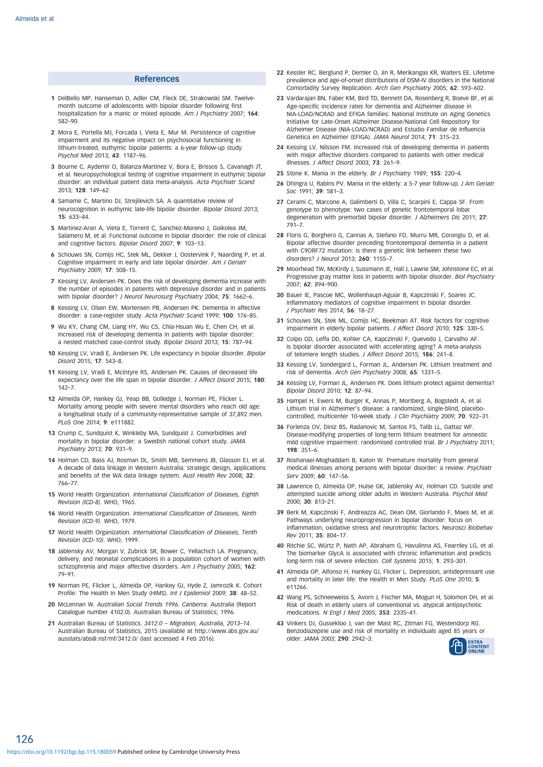## References

1 DelBello MP, Hanseman D, Adler CM, Fleck DE, Strakowski SM. Twelve-month outcome of adolescents with bipolar disorder following first hospitalization for a manic or mixed episode. *Am J Psychiatry* 2007; **164**: 582–90.

2 Mora E, Portella MJ, Forcada I, Vieta E, Mur M. Persistence of cognitive impairment and its negative impact on psychosocial functioning in lithium-treated, euthymic bipolar patients: a 6-year follow-up study. *Psychol Med* 2013; **43**: 1187–96.

3 Bourne C, Aydemir O, Balanza-Martinez V, Bora E, Brissos S, Cavanagh JT, et al. Neuropsychological testing of cognitive impairment in euthymic bipolar disorder: an individual patient data meta-analysis. *Acta Psychiatr Scand* 2013; **128**: 149–62.

4 Samame C, Martino DJ, Strejilevich SA. A quantitative review of neurocognition in euthymic late-life bipolar disorder. *Bipolar Disord* 2013; **15**: 633–44.

5 Martinez-Aran A, Vieta E, Torrent C, Sanchez-Moreno J, Goikolea JM, Salamero M, et al. Functional outcome in bipolar disorder: the role of clinical and cognitive factors. *Bipolar Disord* 2007; **9**: 103–13.

6 Schouws SN, Comijs HC, Stek ML, Dekker J, Oostervink F, Naarding P, et al. Cognitive impairment in early and late bipolar disorder. *Am J Geriatr Psychiatry* 2009; **17**: 508–15.

7 Kessing LV, Andersen PK. Does the risk of developing dementia increase with the number of episodes in patients with depressive disorder and in patients with bipolar disorder? *J Neurol Neurosurg Psychiatry* 2004; **75**: 1662–6.

8 Kessing LV, Olsen EW, Mortensen PB, Andersen PK. Dementia in affective disorder: a case-register study. *Acta Psychiatr Scand* 1999; **100**: 176–85.

9 Wu KY, Chang CM, Liang HY, Wu CS, Chia-Hsuan Wu E, Chen CH, et al. Increased risk of developing dementia in patients with bipolar disorder: a nested matched case-control study. *Bipolar Disord* 2013; **15**: 787–94.

10 Kessing LV, Vradi E, Andersen PK. Life expectancy in bipolar disorder. *Bipolar Disord* 2015; **17**: 543–8.

11 Kessing LV, Vradi E, McIntyre RS, Andersen PK. Causes of decreased life expectancy over the life span in bipolar disorder. *J Affect Disord* 2015; **180**: 142–7.

12 Almeida OP, Hankey GJ, Yeap BB, Golledge J, Norman PE, Flicker L. Mortality among people with severe mental disorders who reach old age: a longitudinal study of a community-representative sample of 37,892 men. *PLoS One* 2014; **9**: e111882.

13 Crump C, Sundquist K, Winkleby MA, Sundquist J. Comorbidities and mortality in bipolar disorder: a Swedish national cohort study. *JAMA Psychiatry* 2013; **70**: 931–9.

14 Holman CD, Bass AJ, Rosman DL, Smith MB, Semmens JB, Glasson EJ, et al. A decade of data linkage in Western Australia: strategic design, applications and benefits of the WA data linkage system. *Aust Health Rev* 2008; **32**: 766–77.

15 World Health Organization. *International Classification of Diseases, Eighth Revision (ICD-8)*. WHO, 1965.

16 World Health Organization. *International Classification of Diseases, Ninth Revision (ICD-9)*. WHO, 1979.

17 World Health Organization. *International Classification of Diseases, Tenth Revision (ICD-10)*. WHO, 1999.

18 Jablensky AV, Morgan V, Zubrick SR, Bower C, Yellachich LA. Pregnancy, delivery, and neonatal complications in a population cohort of women with schizophrenia and major affective disorders. *Am J Psychiatry* 2005; **162**: 79–91.

19 Norman PE, Flicker L, Almeida OP, Hankey GJ, Hyde Z, Jamrozik K. Cohort Profile: The Health In Men Study (HIMS). *Int J Epidemiol* 2009; **38**: 48–52.

20 McLennan W. *Australian Social Trends 1996. Canberra: Australia* (Report Catalogue number 4102.0). Australian Bureau of Statistics; 1996.

21 Australian Bureau of Statistics. *3412.0 – Migration, Australia, 2013–14*. Australian Bureau of Statistics, 2015 (available at http://www.abs.gov.au/ausstats/abs@.nsf/mf/3412.0/ (last accessed 4 Feb 2016).

22 Kessler RC, Berglund P, Demler O, Jin R, Merikangas KR, Walters EE. Lifetime prevalence and age-of-onset distributions of DSM-IV disorders in the National Comorbidity Survey Replication. *Arch Gen Psychiatry* 2005; **62**: 593–602.

23 Vardarajan BN, Faber KM, Bird TD, Bennett DA, Rosenberg R, Boeve BF, et al. Age-specific incidence rates for dementia and Alzheimer disease in NIA-LOAD/NCRAD and EFIGA families: National Institute on Aging Genetics Initiative for Late-Onset Alzheimer Disease/National Cell Repository for Alzheimer Disease (NIA-LOAD/NCRAD) and Estudio Familiar de Influencia Genetica en Alzheimer (EFIGA). *JAMA Neurol* 2014; **71**: 315–23.

24 Kessing LV, Nilsson FM. Increased risk of developing dementia in patients with major affective disorders compared to patients with other medical illnesses. *J Affect Disord* 2003; **73**: 261–9.

25 Stone K. Mania in the elderly. *Br J Psychiatry* 1989; **155**: 220–4.

26 Dhingra U, Rabins PV. Mania in the elderly: a 5-7 year follow-up. *J Am Geriatr Soc* 1991; **39**: 581–3.

27 Cerami C, Marcone A, Galimberti D, Villa C, Scarpini E, Cappa SF. From genotype to phenotype: two cases of genetic frontotemporal lobar degeneration with premorbid bipolar disorder. *J Alzheimers Dis* 2011; **27**: 791–7.

28 Floris G, Borghero G, Cannas A, Stefano FD, Murru MR, Corongiu D, et al. Bipolar affective disorder preceding frontotemporal dementia in a patient with C9ORF72 mutation: is there a genetic link between these two disorders? *J Neurol* 2013; **260**: 1155–7.

29 Moorhead TW, McKirdy J, Sussmann JE, Hall J, Lawrie SM, Johnstone EC, et al. Progressive gray matter loss in patients with bipolar disorder. *Biol Psychiatry* 2007; **62**: 894–900.

30 Bauer IE, Pascoe MC, Wollenhaupt-Aguiar B, Kapczinski F, Soares JC. Inflammatory mediators of cognitive impairment in bipolar disorder. *J Psychiatr Res* 2014; **56**: 18–27.

31 Schouws SN, Stek ML, Comijs HC, Beekman AT. Risk factors for cognitive impairment in elderly bipolar patients. *J Affect Disord* 2010; **125**: 330–5.

32 Colpo GD, Leffa DD, Kohler CA, Kapczinski F, Quevedo J, Carvalho AF. Is bipolar disorder associated with accelerating aging? A meta-analysis of telomere length studies. *J Affect Disord* 2015; **186**: 241–8.

33 Kessing LV, Sondergard L, Forman JL, Andersen PK. Lithium treatment and risk of dementia. *Arch Gen Psychiatry* 2008; **65**: 1331–5.

34 Kessing LV, Forman JL, Andersen PK. Does lithium protect against dementia? *Bipolar Disord* 2010; **12**: 87–94.

35 Hampel H, Ewers M, Burger K, Annas P, Mortberg A, Bogstedt A, et al. Lithium trial in Alzheimer's disease: a randomized, single-blind, placebo-controlled, multicenter 10-week study. *J Clin Psychiatry* 2009; **70**: 922–31.

36 Forlenza OV, Diniz BS, Radanovic M, Santos FS, Talib LL, Gattaz WF. Disease-modifying properties of long-term lithium treatment for amnestic mild cognitive impairment: randomised controlled trial. *Br J Psychiatry* 2011; **198**: 351–6.

37 Roshanaei-Moghaddam B, Katon W. Premature mortality from general medical illnesses among persons with bipolar disorder: a review. *Psychiatr Serv* 2009; **60**: 147–56.

38 Lawrence D, Almeida OP, Hulse GK, Jablensky AV, Holman CD. Suicide and attempted suicide among older adults in Western Australia. *Psychol Med* 2000; **30**: 813–21.

39 Berk M, Kapczinski F, Andreazza AC, Dean OM, Giorlando F, Maes M, et al. Pathways underlying neuroprogression in bipolar disorder: focus on inflammation, oxidative stress and neurotrophic factors. *Neurosci Biobehav Rev* 2011; **35**: 804–17.

40 Ritchie SC, Würtz P, Nath AP, Abraham G, Havulinna AS, Fearnley LG, et al. The biomarker GlycA is associated with chronic inflammation and predicts long-term risk of severe infection. *Cell Systems* 2015; **1**: 293–301.

41 Almeida OP, Alfonso H, Hankey GJ, Flicker L. Depression, antidepressant use and mortality in later life: the Health In Men Study. *PLoS One* 2010; **5**: e11266.

42 Wang PS, Schneeweiss S, Avorn J, Fischer MA, Mogun H, Solomon DH, et al. Risk of death in elderly users of conventional vs. atypical antipsychotic medications. *N Engl J Med* 2005; **353**: 2335–41.

43 Vinkers DJ, Gussekloo J, van der Mast RC, Zitman FG, Westendorp RG. Benzodiazepine use and risk of mortality in individuals aged 85 years or older. *JAMA* 2003; **290**: 2942–3.

EXTRA CONTENT ONLINE

https://doi.org/10.1192/bjp.bp.115.180059 Published online by Cambridge University Press